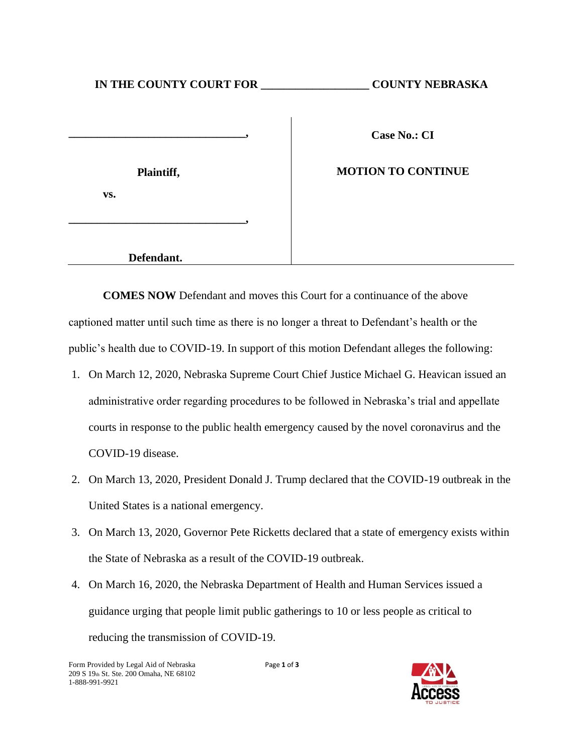**IN THE COUNTY COURT FOR \_\_\_\_\_\_\_\_\_\_\_\_\_\_\_\_\_\_ COUNTY NEBRASKA**

| | |
|---|---|
| **\_\_\_\_\_\_\_\_\_\_\_\_\_\_\_\_\_\_\_\_\_\_\_\_\_\_\_\_\_\_,** | **Case No.: CI** |
| **Plaintiff,** | **MOTION TO CONTINUE** |
| **vs.** | |
| **\_\_\_\_\_\_\_\_\_\_\_\_\_\_\_\_\_\_\_\_\_\_\_\_\_\_\_\_\_\_,** | |
| **Defendant.** | |

**COMES NOW** Defendant and moves this Court for a continuance of the above captioned matter until such time as there is no longer a threat to Defendant's health or the public's health due to COVID-19. In support of this motion Defendant alleges the following:

1. On March 12, 2020, Nebraska Supreme Court Chief Justice Michael G. Heavican issued an administrative order regarding procedures to be followed in Nebraska's trial and appellate courts in response to the public health emergency caused by the novel coronavirus and the COVID-19 disease.
2. On March 13, 2020, President Donald J. Trump declared that the COVID-19 outbreak in the United States is a national emergency.
3. On March 13, 2020, Governor Pete Ricketts declared that a state of emergency exists within the State of Nebraska as a result of the COVID-19 outbreak.
4. On March 16, 2020, the Nebraska Department of Health and Human Services issued a guidance urging that people limit public gatherings to 10 or less people as critical to reducing the transmission of COVID-19.

Form Provided by Legal Aid of Nebraska
209 S 19th St. Ste. 200 Omaha, NE 68102
1-888-991-9921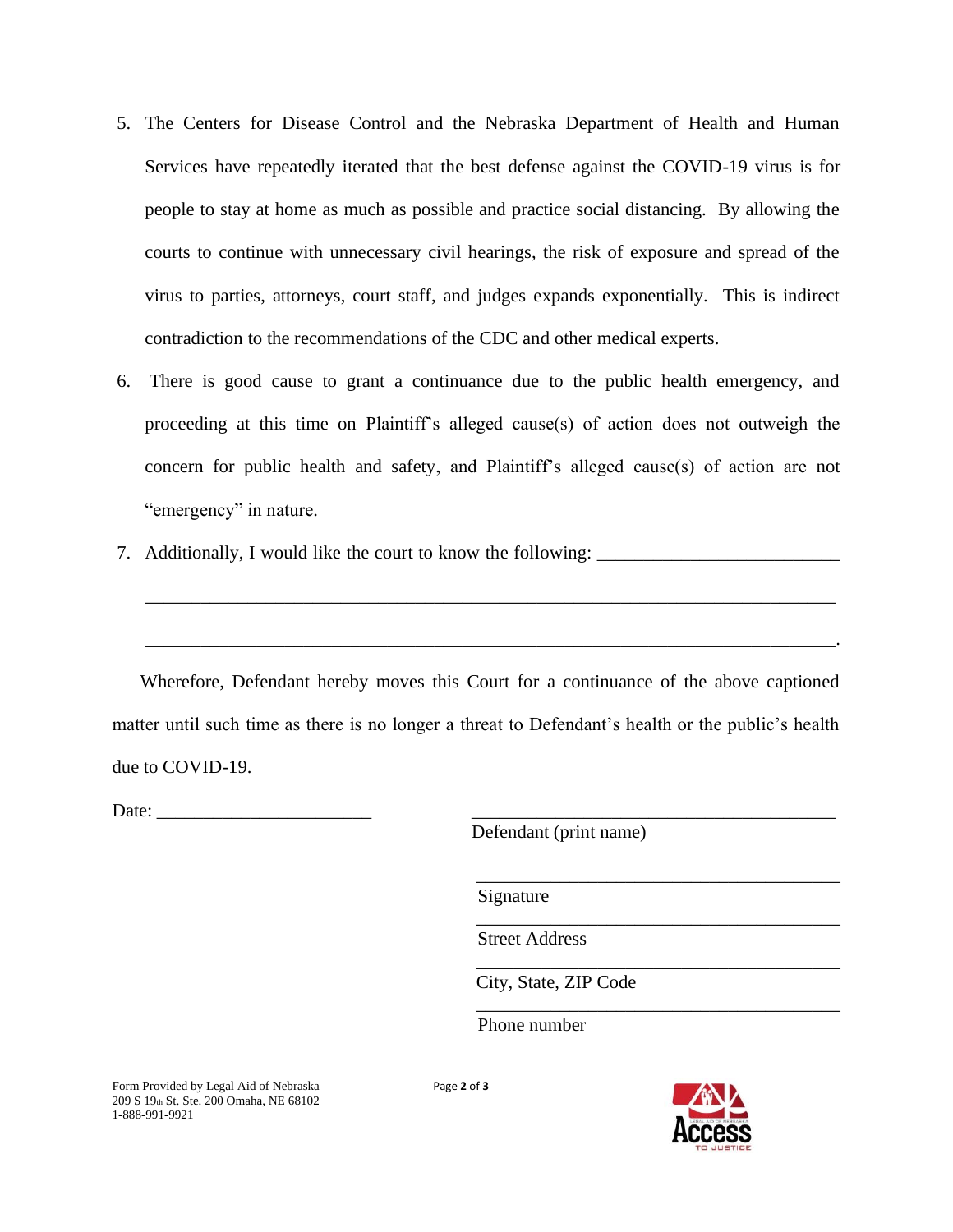5. The Centers for Disease Control and the Nebraska Department of Health and Human Services have repeatedly iterated that the best defense against the COVID-19 virus is for people to stay at home as much as possible and practice social distancing. By allowing the courts to continue with unnecessary civil hearings, the risk of exposure and spread of the virus to parties, attorneys, court staff, and judges expands exponentially. This is indirect contradiction to the recommendations of the CDC and other medical experts.

6. There is good cause to grant a continuance due to the public health emergency, and proceeding at this time on Plaintiff's alleged cause(s) of action does not outweigh the concern for public health and safety, and Plaintiff's alleged cause(s) of action are not "emergency" in nature.

7. Additionally, I would like the court to know the following: \_\_\_\_\_\_\_\_\_\_\_\_\_\_\_\_\_\_\_\_\_\_\_\_\_\_

\_\_\_\_\_\_\_\_\_\_\_\_\_\_\_\_\_\_\_\_\_\_\_\_\_\_\_\_\_\_\_\_\_\_\_\_\_\_\_\_\_\_\_\_\_\_\_\_\_\_\_\_\_\_\_\_\_\_\_\_\_\_\_\_\_\_\_\_\_\_\_\_

\_\_\_\_\_\_\_\_\_\_\_\_\_\_\_\_\_\_\_\_\_\_\_\_\_\_\_\_\_\_\_\_\_\_\_\_\_\_\_\_\_\_\_\_\_\_\_\_\_\_\_\_\_\_\_\_\_\_\_\_\_\_\_\_\_\_\_\_\_\_\_\_.

Wherefore, Defendant hereby moves this Court for a continuance of the above captioned matter until such time as there is no longer a threat to Defendant's health or the public's health due to COVID-19.

Date: \_\_\_\_\_\_\_\_\_\_\_\_\_\_\_\_\_\_\_\_\_\_\_

\_\_\_\_\_\_\_\_\_\_\_\_\_\_\_\_\_\_\_\_\_\_\_\_\_\_\_\_\_\_\_\_\_\_\_\_\_\_\_\_
Defendant (print name)

\_\_\_\_\_\_\_\_\_\_\_\_\_\_\_\_\_\_\_\_\_\_\_\_\_\_\_\_\_\_\_\_\_\_\_\_\_\_\_\_
Signature

\_\_\_\_\_\_\_\_\_\_\_\_\_\_\_\_\_\_\_\_\_\_\_\_\_\_\_\_\_\_\_\_\_\_\_\_\_\_\_\_
Street Address

\_\_\_\_\_\_\_\_\_\_\_\_\_\_\_\_\_\_\_\_\_\_\_\_\_\_\_\_\_\_\_\_\_\_\_\_\_\_\_\_
City, State, ZIP Code

\_\_\_\_\_\_\_\_\_\_\_\_\_\_\_\_\_\_\_\_\_\_\_\_\_\_\_\_\_\_\_\_\_\_\_\_\_\_\_\_
Phone number

Form Provided by Legal Aid of Nebraska
209 S 19th St. Ste. 200 Omaha, NE 68102
1-888-991-9921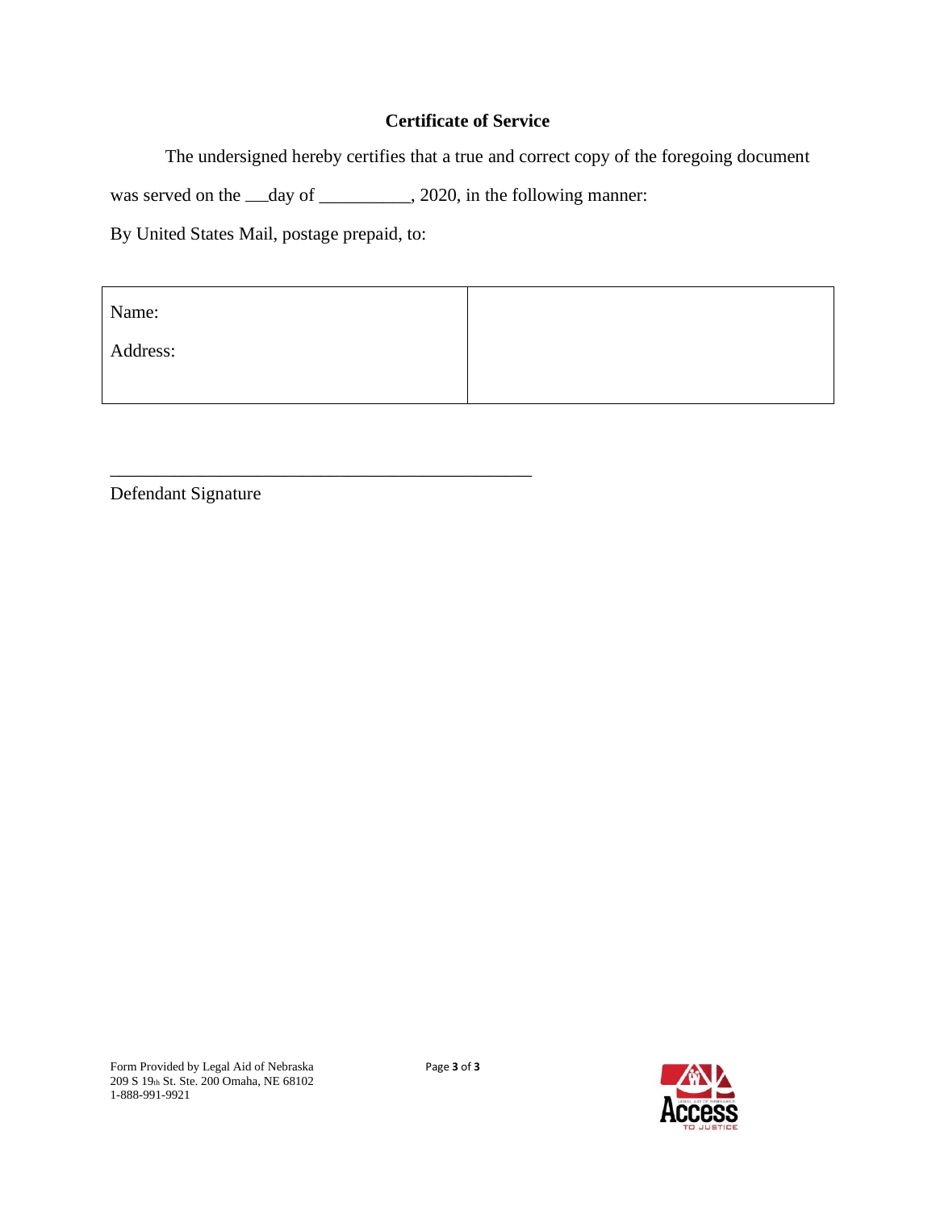**Certificate of Service**

The undersigned hereby certifies that a true and correct copy of the foregoing document was served on the ___day of __________, 2020, in the following manner:

By United States Mail, postage prepaid, to:

| | |
|---|---|
| Name:<br>Address: | |

_______________________________________________

Defendant Signature

Form Provided by Legal Aid of Nebraska
209 S 19th St. Ste. 200 Omaha, NE 68102
1-888-991-9921